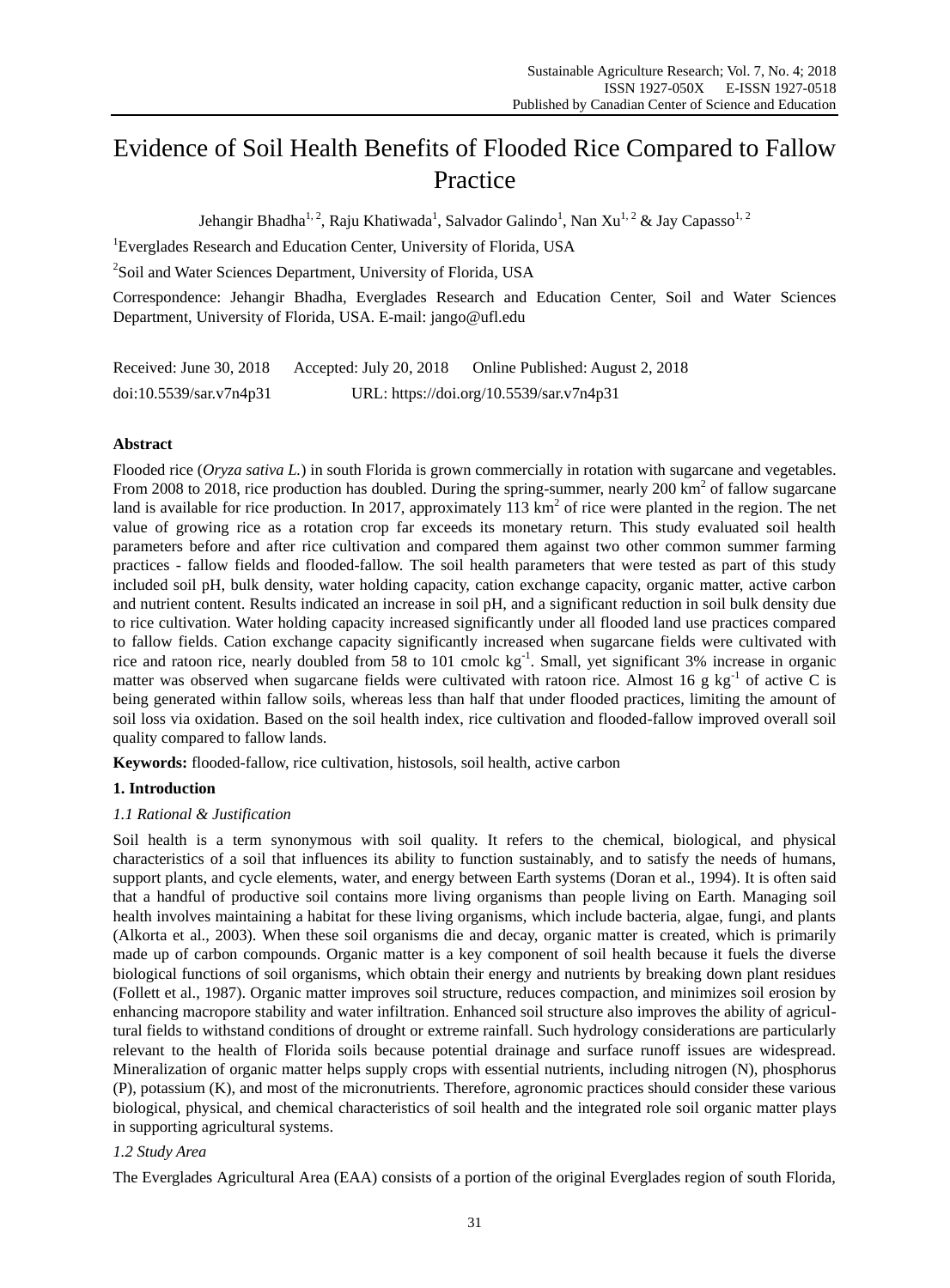# Evidence of Soil Health Benefits of Flooded Rice Compared to Fallow Practice

Jehangir Bhadha[1, 2], Raju Khatiwada[1], Salvador Galindo[1], Nan Xu[1, 2] & Jay Capasso[1, 2]

[1]Everglades Research and Education Center, University of Florida, USA

[2]Soil and Water Sciences Department, University of Florida, USA

Correspondence: Jehangir Bhadha, Everglades Research and Education Center, Soil and Water Sciences Department, University of Florida, USA. E-mail: jango@ufl.edu

Received: June 30, 2018 Accepted: July 20, 2018 Online Published: August 2, 2018

doi:10.5539/sar.v7n4p31 URL: https://doi.org/10.5539/sar.v7n4p31

## Abstract

Flooded rice (*Oryza sativa L.*) in south Florida is grown commercially in rotation with sugarcane and vegetables. From 2008 to 2018, rice production has doubled. During the spring-summer, nearly 200 $km^2$ of fallow sugarcane land is available for rice production. In 2017, approximately 113 $km^2$ of rice were planted in the region. The net value of growing rice as a rotation crop far exceeds its monetary return. This study evaluated soil health parameters before and after rice cultivation and compared them against two other common summer farming practices - fallow fields and flooded-fallow. The soil health parameters that were tested as part of this study included soil pH, bulk density, water holding capacity, cation exchange capacity, organic matter, active carbon and nutrient content. Results indicated an increase in soil pH, and a significant reduction in soil bulk density due to rice cultivation. Water holding capacity increased significantly under all flooded land use practices compared to fallow fields. Cation exchange capacity significantly increased when sugarcane fields were cultivated with rice and ratoon rice, nearly doubled from 58 to 101 cmolc $kg^{-1}$. Small, yet significant 3% increase in organic matter was observed when sugarcane fields were cultivated with ratoon rice. Almost 16 g $kg^{-1}$ of active C is being generated within fallow soils, whereas less than half that under flooded practices, limiting the amount of soil loss via oxidation. Based on the soil health index, rice cultivation and flooded-fallow improved overall soil quality compared to fallow lands.

**Keywords:** flooded-fallow, rice cultivation, histosols, soil health, active carbon

## 1. Introduction

### *1.1 Rational & Justification*

Soil health is a term synonymous with soil quality. It refers to the chemical, biological, and physical characteristics of a soil that influences its ability to function sustainably, and to satisfy the needs of humans, support plants, and cycle elements, water, and energy between Earth systems (Doran et al., 1994). It is often said that a handful of productive soil contains more living organisms than people living on Earth. Managing soil health involves maintaining a habitat for these living organisms, which include bacteria, algae, fungi, and plants (Alkorta et al., 2003). When these soil organisms die and decay, organic matter is created, which is primarily made up of carbon compounds. Organic matter is a key component of soil health because it fuels the diverse biological functions of soil organisms, which obtain their energy and nutrients by breaking down plant residues (Follett et al., 1987). Organic matter improves soil structure, reduces compaction, and minimizes soil erosion by enhancing macropore stability and water infiltration. Enhanced soil structure also improves the ability of agricultural fields to withstand conditions of drought or extreme rainfall. Such hydrology considerations are particularly relevant to the health of Florida soils because potential drainage and surface runoff issues are widespread. Mineralization of organic matter helps supply crops with essential nutrients, including nitrogen (N), phosphorus (P), potassium (K), and most of the micronutrients. Therefore, agronomic practices should consider these various biological, physical, and chemical characteristics of soil health and the integrated role soil organic matter plays in supporting agricultural systems.

### *1.2 Study Area*

The Everglades Agricultural Area (EAA) consists of a portion of the original Everglades region of south Florida,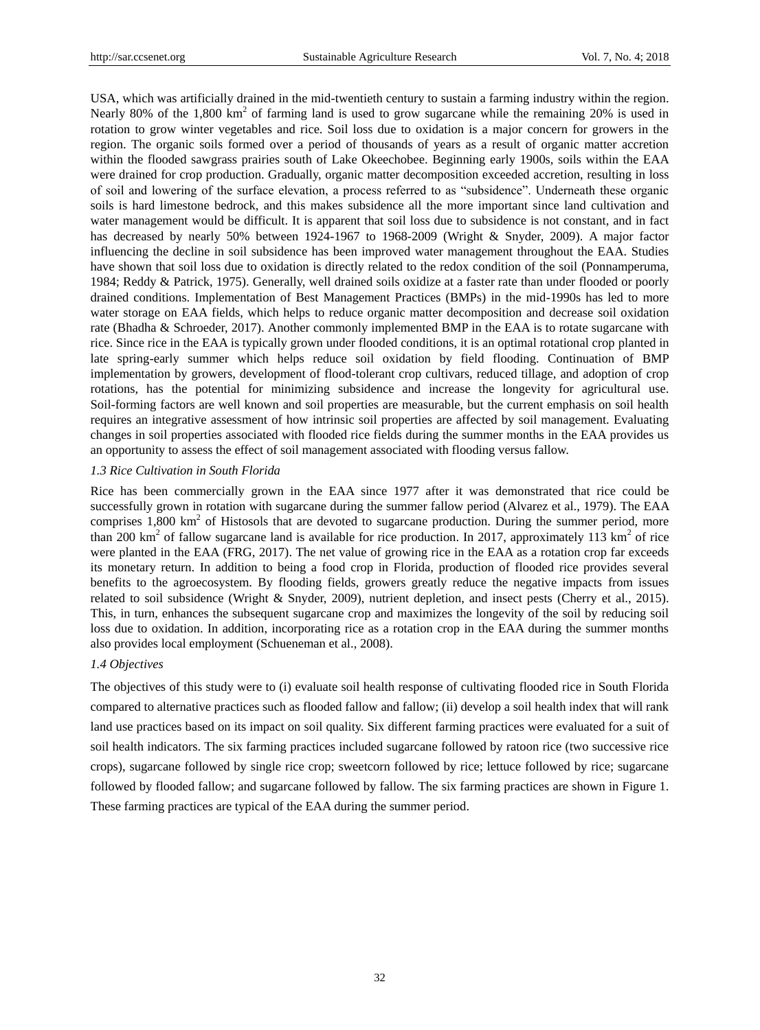USA, which was artificially drained in the mid-twentieth century to sustain a farming industry within the region. Nearly 80% of the 1,800 $km^2$ of farming land is used to grow sugarcane while the remaining 20% is used in rotation to grow winter vegetables and rice. Soil loss due to oxidation is a major concern for growers in the region. The organic soils formed over a period of thousands of years as a result of organic matter accretion within the flooded sawgrass prairies south of Lake Okeechobee. Beginning early 1900s, soils within the EAA were drained for crop production. Gradually, organic matter decomposition exceeded accretion, resulting in loss of soil and lowering of the surface elevation, a process referred to as "subsidence". Underneath these organic soils is hard limestone bedrock, and this makes subsidence all the more important since land cultivation and water management would be difficult. It is apparent that soil loss due to subsidence is not constant, and in fact has decreased by nearly 50% between 1924-1967 to 1968-2009 (Wright & Snyder, 2009). A major factor influencing the decline in soil subsidence has been improved water management throughout the EAA. Studies have shown that soil loss due to oxidation is directly related to the redox condition of the soil (Ponnamperuma, 1984; Reddy & Patrick, 1975). Generally, well drained soils oxidize at a faster rate than under flooded or poorly drained conditions. Implementation of Best Management Practices (BMPs) in the mid-1990s has led to more water storage on EAA fields, which helps to reduce organic matter decomposition and decrease soil oxidation rate (Bhadha & Schroeder, 2017). Another commonly implemented BMP in the EAA is to rotate sugarcane with rice. Since rice in the EAA is typically grown under flooded conditions, it is an optimal rotational crop planted in late spring-early summer which helps reduce soil oxidation by field flooding. Continuation of BMP implementation by growers, development of flood-tolerant crop cultivars, reduced tillage, and adoption of crop rotations, has the potential for minimizing subsidence and increase the longevity for agricultural use. Soil-forming factors are well known and soil properties are measurable, but the current emphasis on soil health requires an integrative assessment of how intrinsic soil properties are affected by soil management. Evaluating changes in soil properties associated with flooded rice fields during the summer months in the EAA provides us an opportunity to assess the effect of soil management associated with flooding versus fallow.

### *1.3 Rice Cultivation in South Florida*

Rice has been commercially grown in the EAA since 1977 after it was demonstrated that rice could be successfully grown in rotation with sugarcane during the summer fallow period (Alvarez et al., 1979). The EAA comprises 1,800 $km^2$ of Histosols that are devoted to sugarcane production. During the summer period, more than 200 $km^2$ of fallow sugarcane land is available for rice production. In 2017, approximately 113 $km^2$ of rice were planted in the EAA (FRG, 2017). The net value of growing rice in the EAA as a rotation crop far exceeds its monetary return. In addition to being a food crop in Florida, production of flooded rice provides several benefits to the agroecosystem. By flooding fields, growers greatly reduce the negative impacts from issues related to soil subsidence (Wright & Snyder, 2009), nutrient depletion, and insect pests (Cherry et al., 2015). This, in turn, enhances the subsequent sugarcane crop and maximizes the longevity of the soil by reducing soil loss due to oxidation. In addition, incorporating rice as a rotation crop in the EAA during the summer months also provides local employment (Schueneman et al., 2008).

### *1.4 Objectives*

The objectives of this study were to (i) evaluate soil health response of cultivating flooded rice in South Florida compared to alternative practices such as flooded fallow and fallow; (ii) develop a soil health index that will rank land use practices based on its impact on soil quality. Six different farming practices were evaluated for a suit of soil health indicators. The six farming practices included sugarcane followed by ratoon rice (two successive rice crops), sugarcane followed by single rice crop; sweetcorn followed by rice; lettuce followed by rice; sugarcane followed by flooded fallow; and sugarcane followed by fallow. The six farming practices are shown in Figure 1. These farming practices are typical of the EAA during the summer period.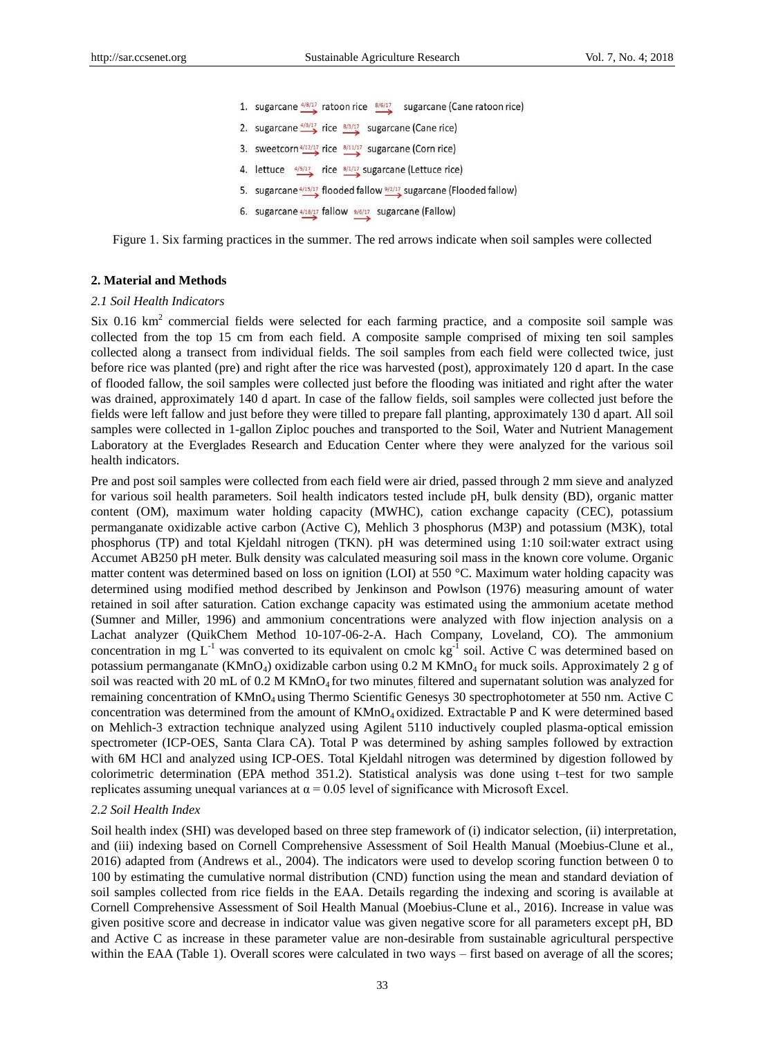1. sugarcane $\xrightarrow{4/8/17}$ ratoon rice $\xrightarrow{8/6/17}$ sugarcane (Cane ratoon rice)
2. sugarcane $\xrightarrow{4/8/17}$ rice $\xrightarrow{8/3/17}$ sugarcane (Cane rice)
3. sweetcorn $\xrightarrow{4/12/17}$ rice $\xrightarrow{8/11/17}$ sugarcane (Corn rice)
4. lettuce $\xrightarrow{4/5/17}$ rice $\xrightarrow{8/1/17}$ sugarcane (Lettuce rice)
5. sugarcane $\xrightarrow{4/15/17}$ flooded fallow $\xrightarrow{9/2/17}$ sugarcane (Flooded fallow)
6. sugarcane $\xrightarrow{4/18/17}$ fallow $\xrightarrow{9/6/17}$ sugarcane (Fallow)

Figure 1. Six farming practices in the summer. The red arrows indicate when soil samples were collected

## 2. Material and Methods

### *2.1 Soil Health Indicators*

Six 0.16 $km^2$ commercial fields were selected for each farming practice, and a composite soil sample was collected from the top 15 cm from each field. A composite sample comprised of mixing ten soil samples collected along a transect from individual fields. The soil samples from each field were collected twice, just before rice was planted (pre) and right after the rice was harvested (post), approximately 120 d apart. In the case of flooded fallow, the soil samples were collected just before the flooding was initiated and right after the water was drained, approximately 140 d apart. In case of the fallow fields, soil samples were collected just before the fields were left fallow and just before they were tilled to prepare fall planting, approximately 130 d apart. All soil samples were collected in 1-gallon Ziploc pouches and transported to the Soil, Water and Nutrient Management Laboratory at the Everglades Research and Education Center where they were analyzed for the various soil health indicators.

Pre and post soil samples were collected from each field were air dried, passed through 2 mm sieve and analyzed for various soil health parameters. Soil health indicators tested include pH, bulk density (BD), organic matter content (OM), maximum water holding capacity (MWHC), cation exchange capacity (CEC), potassium permanganate oxidizable active carbon (Active C), Mehlich 3 phosphorus (M3P) and potassium (M3K), total phosphorus (TP) and total Kjeldahl nitrogen (TKN). pH was determined using 1:10 soil:water extract using Accumet AB250 pH meter. Bulk density was calculated measuring soil mass in the known core volume. Organic matter content was determined based on loss on ignition (LOI) at 550 °C. Maximum water holding capacity was determined using modified method described by Jenkinson and Powlson (1976) measuring amount of water retained in soil after saturation. Cation exchange capacity was estimated using the ammonium acetate method (Sumner and Miller, 1996) and ammonium concentrations were analyzed with flow injection analysis on a Lachat analyzer (QuikChem Method 10-107-06-2-A. Hach Company, Loveland, CO). The ammonium concentration in mg $L^{-1}$ was converted to its equivalent on cmolc $kg^{-1}$ soil. Active C was determined based on potassium permanganate ($KMnO_4$) oxidizable carbon using 0.2 M $KMnO_4$ for muck soils. Approximately 2 g of soil was reacted with 20 mL of 0.2 M $KMnO_4$ for two minutes, filtered and supernatant solution was analyzed for remaining concentration of $KMnO_4$ using Thermo Scientific Genesys 30 spectrophotometer at 550 nm. Active C concentration was determined from the amount of $KMnO_4$ oxidized. Extractable P and K were determined based on Mehlich-3 extraction technique analyzed using Agilent 5110 inductively coupled plasma-optical emission spectrometer (ICP-OES, Santa Clara CA). Total P was determined by ashing samples followed by extraction with 6M HCl and analyzed using ICP-OES. Total Kjeldahl nitrogen was determined by digestion followed by colorimetric determination (EPA method 351.2). Statistical analysis was done using t–test for two sample replicates assuming unequal variances at $\alpha = 0.05$ level of significance with Microsoft Excel.

### *2.2 Soil Health Index*

Soil health index (SHI) was developed based on three step framework of (i) indicator selection, (ii) interpretation, and (iii) indexing based on Cornell Comprehensive Assessment of Soil Health Manual (Moebius-Clune et al., 2016) adapted from (Andrews et al., 2004). The indicators were used to develop scoring function between 0 to 100 by estimating the cumulative normal distribution (CND) function using the mean and standard deviation of soil samples collected from rice fields in the EAA. Details regarding the indexing and scoring is available at Cornell Comprehensive Assessment of Soil Health Manual (Moebius-Clune et al., 2016). Increase in value was given positive score and decrease in indicator value was given negative score for all parameters except pH, BD and Active C as increase in these parameter value are non-desirable from sustainable agricultural perspective within the EAA (Table 1). Overall scores were calculated in two ways – first based on average of all the scores;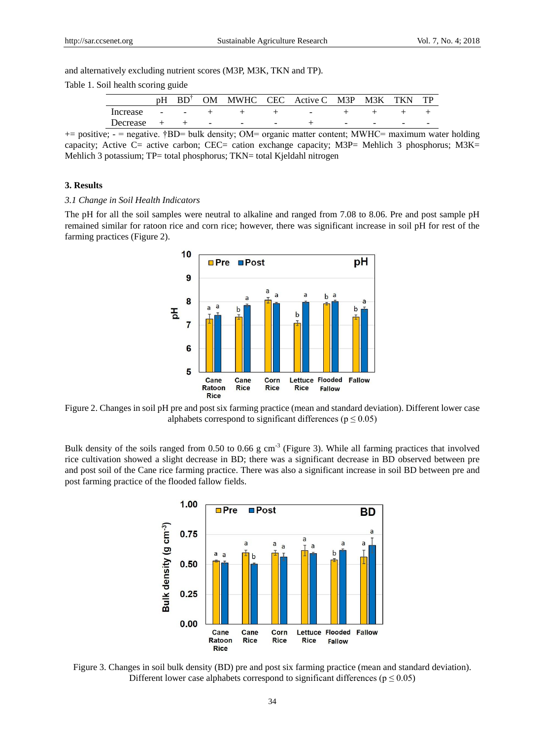and alternatively excluding nutrient scores (M3P, M3K, TKN and TP).

Table 1. Soil health scoring guide

| | pH | BD[†] | OM | MWHC | CEC | Active C | M3P | M3K | TKN | TP |
|---|---|---|---|---|---|---|---|---|---|---|
| Increase | - | - | + | + | + | - | + | + | + | + |
| Decrease | + | + | - | - | - | + | - | - | - | - |

+= positive; - = negative. †BD= bulk density; OM= organic matter content; MWHC= maximum water holding capacity; Active C= active carbon; CEC= cation exchange capacity; M3P= Mehlich 3 phosphorus; M3K= Mehlich 3 potassium; TP= total phosphorus; TKN= total Kjeldahl nitrogen

### 3. Results

#### *3.1 Change in Soil Health Indicators*

The pH for all the soil samples were neutral to alkaline and ranged from 7.08 to 8.06. Pre and post sample pH remained similar for ratoon rice and corn rice; however, there was significant increase in soil pH for rest of the farming practices (Figure 2).

Figure 2. Changes in soil pH pre and post six farming practice (mean and standard deviation). Different lower case alphabets correspond to significant differences ($p \leq 0.05$)

Bulk density of the soils ranged from 0.50 to 0.66 g cm$^{-3}$ (Figure 3). While all farming practices that involved rice cultivation showed a slight decrease in BD; there was a significant decrease in BD observed between pre and post soil of the Cane rice farming practice. There was also a significant increase in soil BD between pre and post farming practice of the flooded fallow fields.

Figure 3. Changes in soil bulk density (BD) pre and post six farming practice (mean and standard deviation). Different lower case alphabets correspond to significant differences ($p \leq 0.05$)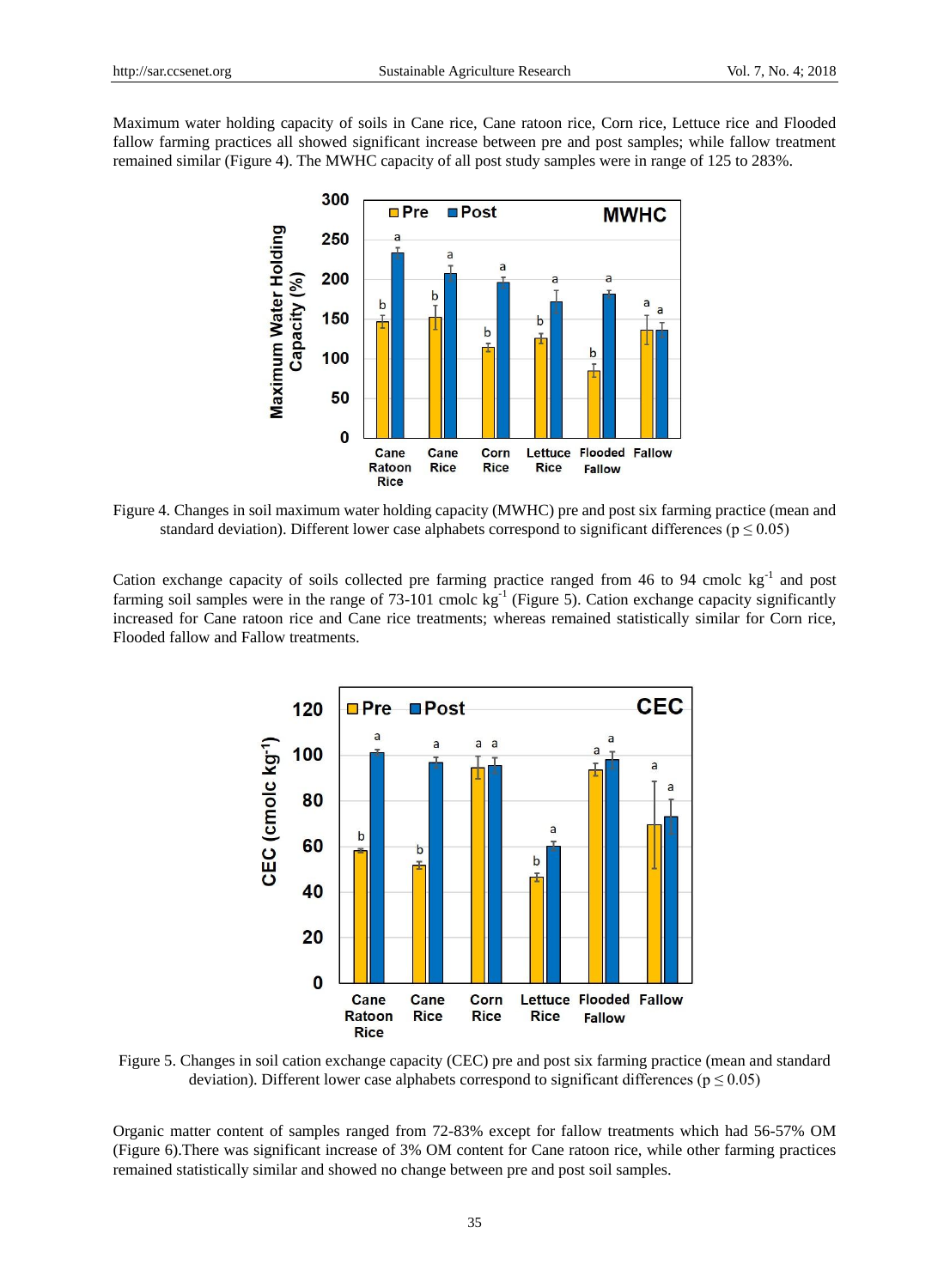Maximum water holding capacity of soils in Cane rice, Cane ratoon rice, Corn rice, Lettuce rice and Flooded fallow farming practices all showed significant increase between pre and post samples; while fallow treatment remained similar (Figure 4). The MWHC capacity of all post study samples were in range of 125 to 283%.

Figure 4. Changes in soil maximum water holding capacity (MWHC) pre and post six farming practice (mean and standard deviation). Different lower case alphabets correspond to significant differences ($p \leq 0.05$)

Cation exchange capacity of soils collected pre farming practice ranged from 46 to 94 cmolc $kg^{-1}$ and post farming soil samples were in the range of 73-101 cmolc $kg^{-1}$ (Figure 5). Cation exchange capacity significantly increased for Cane ratoon rice and Cane rice treatments; whereas remained statistically similar for Corn rice, Flooded fallow and Fallow treatments.

Figure 5. Changes in soil cation exchange capacity (CEC) pre and post six farming practice (mean and standard deviation). Different lower case alphabets correspond to significant differences ($p \leq 0.05$)

Organic matter content of samples ranged from 72-83% except for fallow treatments which had 56-57% OM (Figure 6).There was significant increase of 3% OM content for Cane ratoon rice, while other farming practices remained statistically similar and showed no change between pre and post soil samples.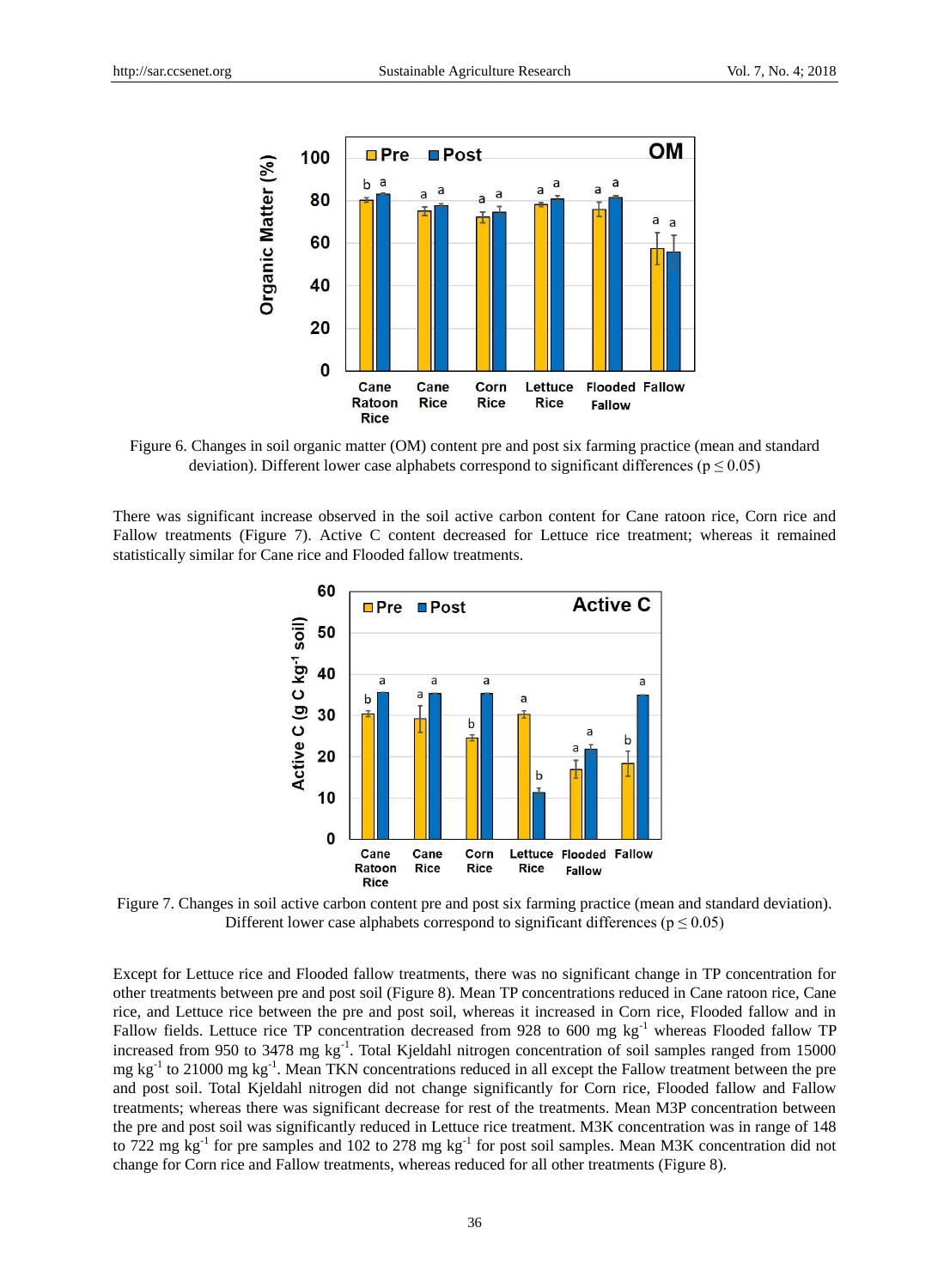Figure 6. Changes in soil organic matter (OM) content pre and post six farming practice (mean and standard deviation). Different lower case alphabets correspond to significant differences ($p \leq 0.05$)

There was significant increase observed in the soil active carbon content for Cane ratoon rice, Corn rice and Fallow treatments (Figure 7). Active C content decreased for Lettuce rice treatment; whereas it remained statistically similar for Cane rice and Flooded fallow treatments.

Figure 7. Changes in soil active carbon content pre and post six farming practice (mean and standard deviation). Different lower case alphabets correspond to significant differences ($p \leq 0.05$)

Except for Lettuce rice and Flooded fallow treatments, there was no significant change in TP concentration for other treatments between pre and post soil (Figure 8). Mean TP concentrations reduced in Cane ratoon rice, Cane rice, and Lettuce rice between the pre and post soil, whereas it increased in Corn rice, Flooded fallow and in Fallow fields. Lettuce rice TP concentration decreased from 928 to 600 mg $kg^{-1}$ whereas Flooded fallow TP increased from 950 to 3478 mg $kg^{-1}$. Total Kjeldahl nitrogen concentration of soil samples ranged from 15000 mg $kg^{-1}$ to 21000 mg $kg^{-1}$. Mean TKN concentrations reduced in all except the Fallow treatment between the pre and post soil. Total Kjeldahl nitrogen did not change significantly for Corn rice, Flooded fallow and Fallow treatments; whereas there was significant decrease for rest of the treatments. Mean M3P concentration between the pre and post soil was significantly reduced in Lettuce rice treatment. M3K concentration was in range of 148 to 722 mg $kg^{-1}$ for pre samples and 102 to 278 mg $kg^{-1}$ for post soil samples. Mean M3K concentration did not change for Corn rice and Fallow treatments, whereas reduced for all other treatments (Figure 8).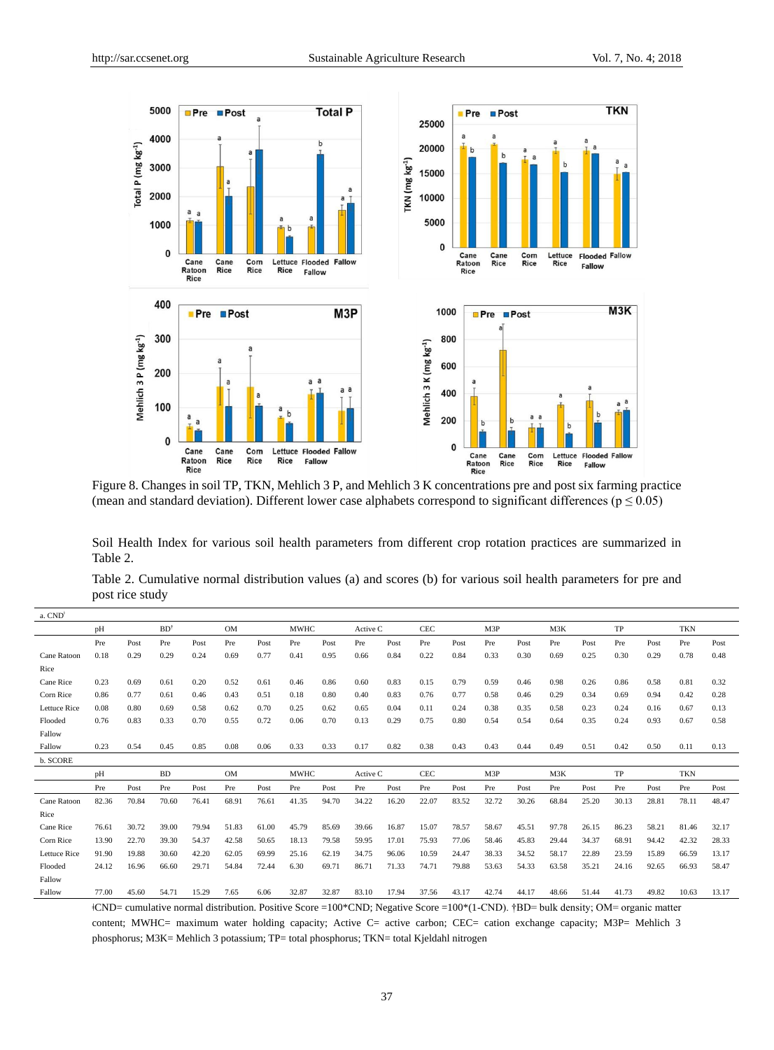Figure 8. Changes in soil TP, TKN, Mehlich 3 P, and Mehlich 3 K concentrations pre and post six farming practice (mean and standard deviation). Different lower case alphabets correspond to significant differences ($p \leq 0.05$)

Soil Health Index for various soil health parameters from different crop rotation practices are summarized in Table 2.

Table 2. Cumulative normal distribution values (a) and scores (b) for various soil health parameters for pre and post rice study

| a. CND[ǂ] | pH | | BD[†] | | OM | | MWHC | | Active C | | CEC | | M3P | | M3K | | TP | | TKN | |
|---|---|---|---|---|---|---|---|---|---|---|---|---|---|---|---|---|---|---|---|---|
| | Pre | Post | Pre | Post | Pre | Post | Pre | Post | Pre | Post | Pre | Post | Pre | Post | Pre | Post | Pre | Post | Pre | Post |
| Cane Ratoon Rice | 0.18 | 0.29 | 0.29 | 0.24 | 0.69 | 0.77 | 0.41 | 0.95 | 0.66 | 0.84 | 0.22 | 0.84 | 0.33 | 0.30 | 0.69 | 0.25 | 0.30 | 0.29 | 0.78 | 0.48 |
| Cane Rice | 0.23 | 0.69 | 0.61 | 0.20 | 0.52 | 0.61 | 0.46 | 0.86 | 0.60 | 0.83 | 0.15 | 0.79 | 0.59 | 0.46 | 0.98 | 0.26 | 0.86 | 0.58 | 0.81 | 0.32 |
| Corn Rice | 0.86 | 0.77 | 0.61 | 0.46 | 0.43 | 0.51 | 0.18 | 0.80 | 0.40 | 0.83 | 0.76 | 0.77 | 0.58 | 0.46 | 0.29 | 0.34 | 0.69 | 0.94 | 0.42 | 0.28 |
| Lettuce Rice | 0.08 | 0.80 | 0.69 | 0.58 | 0.62 | 0.70 | 0.25 | 0.62 | 0.65 | 0.04 | 0.11 | 0.24 | 0.38 | 0.35 | 0.58 | 0.23 | 0.24 | 0.16 | 0.67 | 0.13 |
| Flooded Fallow | 0.76 | 0.83 | 0.33 | 0.70 | 0.55 | 0.72 | 0.06 | 0.70 | 0.13 | 0.29 | 0.75 | 0.80 | 0.54 | 0.54 | 0.64 | 0.35 | 0.24 | 0.93 | 0.67 | 0.58 |
| Fallow | 0.23 | 0.54 | 0.45 | 0.85 | 0.08 | 0.06 | 0.33 | 0.33 | 0.17 | 0.82 | 0.38 | 0.43 | 0.43 | 0.44 | 0.49 | 0.51 | 0.42 | 0.50 | 0.11 | 0.13 |

| b. SCORE | pH | | BD | | OM | | MWHC | | Active C | | CEC | | M3P | | M3K | | TP | | TKN | |
|---|---|---|---|---|---|---|---|---|---|---|---|---|---|---|---|---|---|---|---|---|
| | Pre | Post | Pre | Post | Pre | Post | Pre | Post | Pre | Post | Pre | Post | Pre | Post | Pre | Post | Pre | Post | Pre | Post |
| Cane Ratoon Rice | 82.36 | 70.84 | 70.60 | 76.41 | 68.91 | 76.61 | 41.35 | 94.70 | 34.22 | 16.20 | 22.07 | 83.52 | 32.72 | 30.26 | 68.84 | 25.20 | 30.13 | 28.81 | 78.11 | 48.47 |
| Cane Rice | 76.61 | 30.72 | 39.00 | 79.94 | 51.83 | 61.00 | 45.79 | 85.69 | 39.66 | 16.87 | 15.07 | 78.57 | 58.67 | 45.51 | 97.78 | 26.15 | 86.23 | 58.21 | 81.46 | 32.17 |
| Corn Rice | 13.90 | 22.70 | 39.30 | 54.37 | 42.58 | 50.65 | 18.13 | 79.58 | 59.95 | 17.01 | 75.93 | 77.06 | 58.46 | 45.83 | 29.44 | 34.37 | 68.91 | 94.42 | 42.32 | 28.33 |
| Lettuce Rice | 91.90 | 19.88 | 30.60 | 42.20 | 62.05 | 69.99 | 25.16 | 62.19 | 34.75 | 96.06 | 10.59 | 24.47 | 38.33 | 34.52 | 58.17 | 22.89 | 23.59 | 15.89 | 66.59 | 13.17 |
| Flooded Fallow | 24.12 | 16.96 | 66.60 | 29.71 | 54.84 | 72.44 | 6.30 | 69.71 | 86.71 | 71.33 | 74.71 | 79.88 | 53.63 | 54.33 | 63.58 | 35.21 | 24.16 | 92.65 | 66.93 | 58.47 |
| Fallow | 77.00 | 45.60 | 54.71 | 15.29 | 7.65 | 6.06 | 32.87 | 32.87 | 83.10 | 17.94 | 37.56 | 43.17 | 42.74 | 44.17 | 48.66 | 51.44 | 41.73 | 49.82 | 10.63 | 13.17 |

ǂCND= cumulative normal distribution. Positive Score =100*CND; Negative Score =100*(1-CND). †BD= bulk density; OM= organic matter content; MWHC= maximum water holding capacity; Active C= active carbon; CEC= cation exchange capacity; M3P= Mehlich 3 phosphorus; M3K= Mehlich 3 potassium; TP= total phosphorus; TKN= total Kjeldahl nitrogen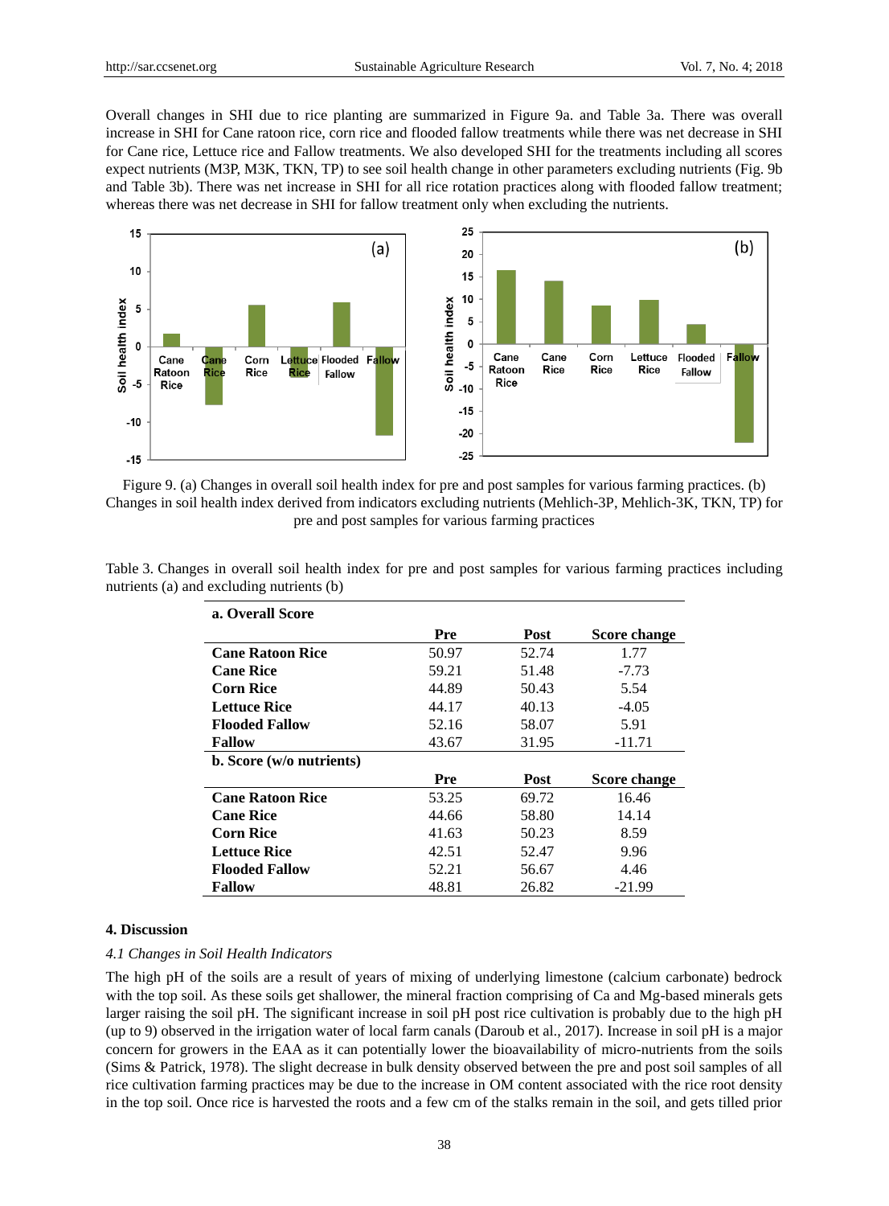Overall changes in SHI due to rice planting are summarized in Figure 9a. and Table 3a. There was overall increase in SHI for Cane ratoon rice, corn rice and flooded fallow treatments while there was net decrease in SHI for Cane rice, Lettuce rice and Fallow treatments. We also developed SHI for the treatments including all scores expect nutrients (M3P, M3K, TKN, TP) to see soil health change in other parameters excluding nutrients (Fig. 9b and Table 3b). There was net increase in SHI for all rice rotation practices along with flooded fallow treatment; whereas there was net decrease in SHI for fallow treatment only when excluding the nutrients.

Figure 9. (a) Changes in overall soil health index for pre and post samples for various farming practices. (b) Changes in soil health index derived from indicators excluding nutrients (Mehlich-3P, Mehlich-3K, TKN, TP) for pre and post samples for various farming practices

Table 3. Changes in overall soil health index for pre and post samples for various farming practices including nutrients (a) and excluding nutrients (b)

| **a. Overall Score** | | | |
|---|---|---|---|
| | **Pre** | **Post** | **Score change** |
| **Cane Ratoon Rice** | 50.97 | 52.74 | 1.77 |
| **Cane Rice** | 59.21 | 51.48 | -7.73 |
| **Corn Rice** | 44.89 | 50.43 | 5.54 |
| **Lettuce Rice** | 44.17 | 40.13 | -4.05 |
| **Flooded Fallow** | 52.16 | 58.07 | 5.91 |
| **Fallow** | 43.67 | 31.95 | -11.71 |
| **b. Score (w/o nutrients)** | | | |
| | **Pre** | **Post** | **Score change** |
| **Cane Ratoon Rice** | 53.25 | 69.72 | 16.46 |
| **Cane Rice** | 44.66 | 58.80 | 14.14 |
| **Corn Rice** | 41.63 | 50.23 | 8.59 |
| **Lettuce Rice** | 42.51 | 52.47 | 9.96 |
| **Flooded Fallow** | 52.21 | 56.67 | 4.46 |
| **Fallow** | 48.81 | 26.82 | -21.99 |

## 4. Discussion

### *4.1 Changes in Soil Health Indicators*

The high pH of the soils are a result of years of mixing of underlying limestone (calcium carbonate) bedrock with the top soil. As these soils get shallower, the mineral fraction comprising of Ca and Mg-based minerals gets larger raising the soil pH. The significant increase in soil pH post rice cultivation is probably due to the high pH (up to 9) observed in the irrigation water of local farm canals (Daroub et al., 2017). Increase in soil pH is a major concern for growers in the EAA as it can potentially lower the bioavailability of micro-nutrients from the soils (Sims & Patrick, 1978). The slight decrease in bulk density observed between the pre and post soil samples of all rice cultivation farming practices may be due to the increase in OM content associated with the rice root density in the top soil. Once rice is harvested the roots and a few cm of the stalks remain in the soil, and gets tilled prior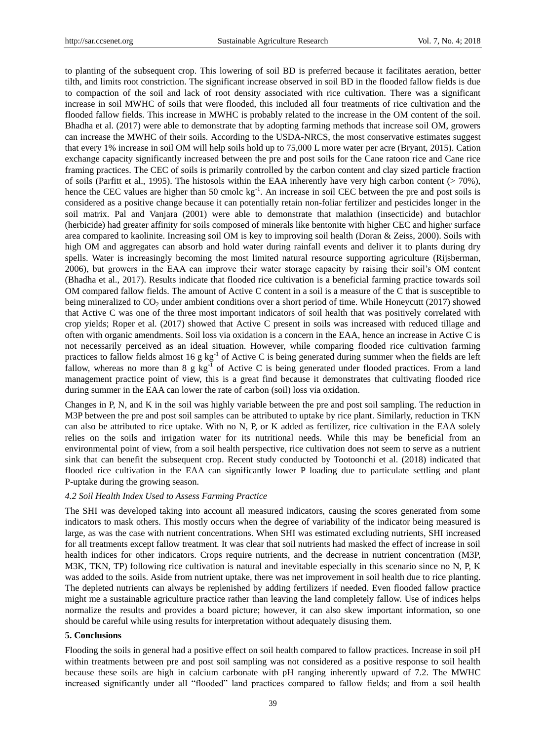to planting of the subsequent crop. This lowering of soil BD is preferred because it facilitates aeration, better tilth, and limits root constriction. The significant increase observed in soil BD in the flooded fallow fields is due to compaction of the soil and lack of root density associated with rice cultivation. There was a significant increase in soil MWHC of soils that were flooded, this included all four treatments of rice cultivation and the flooded fallow fields. This increase in MWHC is probably related to the increase in the OM content of the soil. Bhadha et al. (2017) were able to demonstrate that by adopting farming methods that increase soil OM, growers can increase the MWHC of their soils. According to the USDA-NRCS, the most conservative estimates suggest that every 1% increase in soil OM will help soils hold up to 75,000 L more water per acre (Bryant, 2015). Cation exchange capacity significantly increased between the pre and post soils for the Cane ratoon rice and Cane rice framing practices. The CEC of soils is primarily controlled by the carbon content and clay sized particle fraction of soils (Parfitt et al., 1995). The histosols within the EAA inherently have very high carbon content (> 70%), hence the CEC values are higher than 50 cmolc kg$^{-1}$. An increase in soil CEC between the pre and post soils is considered as a positive change because it can potentially retain non-foliar fertilizer and pesticides longer in the soil matrix. Pal and Vanjara (2001) were able to demonstrate that malathion (insecticide) and butachlor (herbicide) had greater affinity for soils composed of minerals like bentonite with higher CEC and higher surface area compared to kaolinite. Increasing soil OM is key to improving soil health (Doran & Zeiss, 2000). Soils with high OM and aggregates can absorb and hold water during rainfall events and deliver it to plants during dry spells. Water is increasingly becoming the most limited natural resource supporting agriculture (Rijsberman, 2006), but growers in the EAA can improve their water storage capacity by raising their soil's OM content (Bhadha et al., 2017). Results indicate that flooded rice cultivation is a beneficial farming practice towards soil OM compared fallow fields. The amount of Active C content in a soil is a measure of the C that is susceptible to being mineralized to $CO_2$ under ambient conditions over a short period of time. While Honeycutt (2017) showed that Active C was one of the three most important indicators of soil health that was positively correlated with crop yields; Roper et al. (2017) showed that Active C present in soils was increased with reduced tillage and often with organic amendments. Soil loss via oxidation is a concern in the EAA, hence an increase in Active C is not necessarily perceived as an ideal situation. However, while comparing flooded rice cultivation farming practices to fallow fields almost 16 g kg$^{-1}$ of Active C is being generated during summer when the fields are left fallow, whereas no more than 8 g kg$^{-1}$ of Active C is being generated under flooded practices. From a land management practice point of view, this is a great find because it demonstrates that cultivating flooded rice during summer in the EAA can lower the rate of carbon (soil) loss via oxidation.

Changes in P, N, and K in the soil was highly variable between the pre and post soil sampling. The reduction in M3P between the pre and post soil samples can be attributed to uptake by rice plant. Similarly, reduction in TKN can also be attributed to rice uptake. With no N, P, or K added as fertilizer, rice cultivation in the EAA solely relies on the soils and irrigation water for its nutritional needs. While this may be beneficial from an environmental point of view, from a soil health perspective, rice cultivation does not seem to serve as a nutrient sink that can benefit the subsequent crop. Recent study conducted by Tootoonchi et al. (2018) indicated that flooded rice cultivation in the EAA can significantly lower P loading due to particulate settling and plant P-uptake during the growing season.

### *4.2 Soil Health Index Used to Assess Farming Practice*

The SHI was developed taking into account all measured indicators, causing the scores generated from some indicators to mask others. This mostly occurs when the degree of variability of the indicator being measured is large, as was the case with nutrient concentrations. When SHI was estimated excluding nutrients, SHI increased for all treatments except fallow treatment. It was clear that soil nutrients had masked the effect of increase in soil health indices for other indicators. Crops require nutrients, and the decrease in nutrient concentration (M3P, M3K, TKN, TP) following rice cultivation is natural and inevitable especially in this scenario since no N, P, K was added to the soils. Aside from nutrient uptake, there was net improvement in soil health due to rice planting. The depleted nutrients can always be replenished by adding fertilizers if needed. Even flooded fallow practice might me a sustainable agriculture practice rather than leaving the land completely fallow. Use of indices helps normalize the results and provides a board picture; however, it can also skew important information, so one should be careful while using results for interpretation without adequately disusing them.

## 5. Conclusions

Flooding the soils in general had a positive effect on soil health compared to fallow practices. Increase in soil pH within treatments between pre and post soil sampling was not considered as a positive response to soil health because these soils are high in calcium carbonate with pH ranging inherently upward of 7.2. The MWHC increased significantly under all "flooded" land practices compared to fallow fields; and from a soil health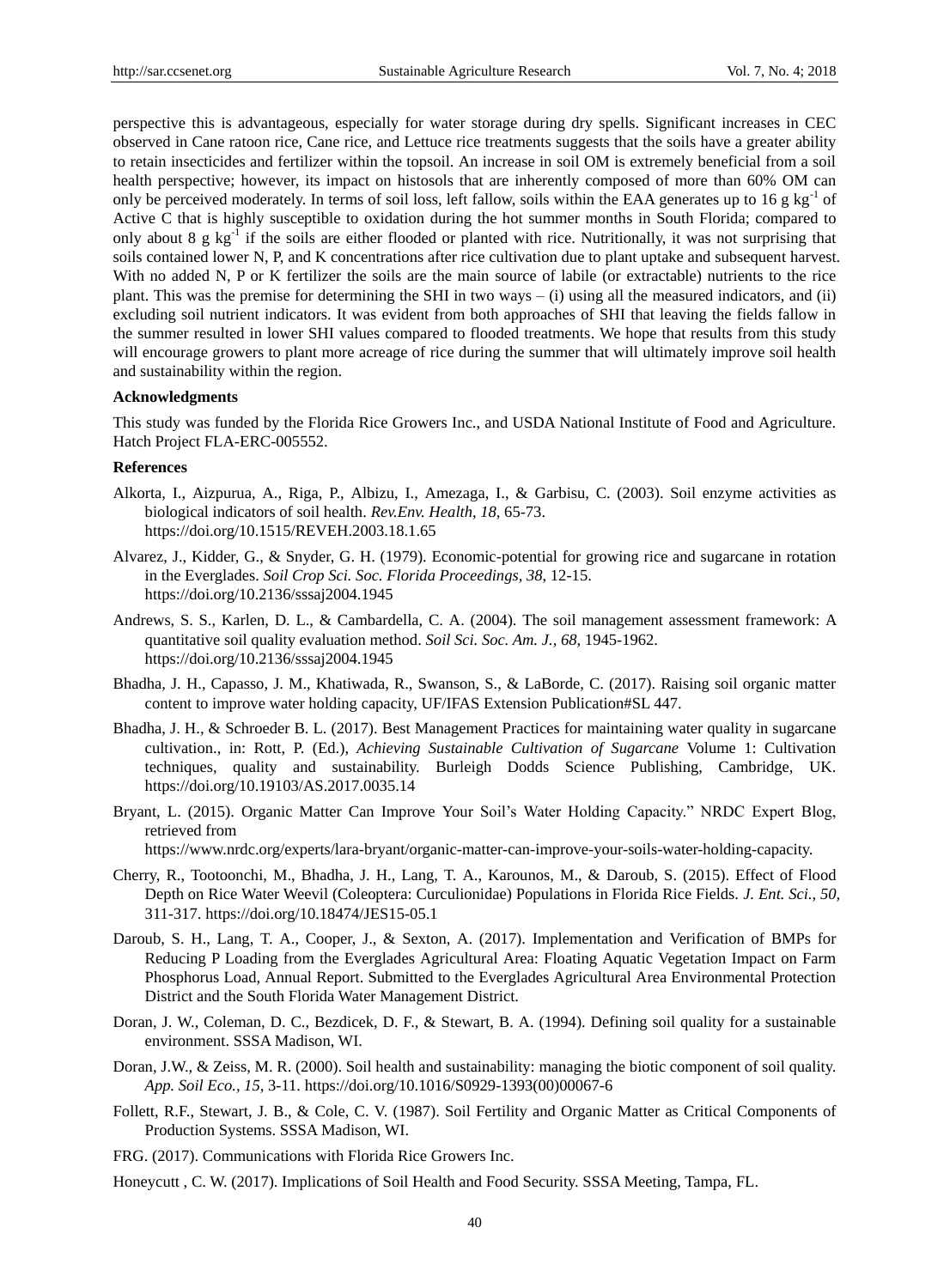perspective this is advantageous, especially for water storage during dry spells. Significant increases in CEC observed in Cane ratoon rice, Cane rice, and Lettuce rice treatments suggests that the soils have a greater ability to retain insecticides and fertilizer within the topsoil. An increase in soil OM is extremely beneficial from a soil health perspective; however, its impact on histosols that are inherently composed of more than 60% OM can only be perceived moderately. In terms of soil loss, left fallow, soils within the EAA generates up to 16 g $kg^{-1}$ of Active C that is highly susceptible to oxidation during the hot summer months in South Florida; compared to only about 8 g $kg^{-1}$ if the soils are either flooded or planted with rice. Nutritionally, it was not surprising that soils contained lower N, P, and K concentrations after rice cultivation due to plant uptake and subsequent harvest. With no added N, P or K fertilizer the soils are the main source of labile (or extractable) nutrients to the rice plant. This was the premise for determining the SHI in two ways – (i) using all the measured indicators, and (ii) excluding soil nutrient indicators. It was evident from both approaches of SHI that leaving the fields fallow in the summer resulted in lower SHI values compared to flooded treatments. We hope that results from this study will encourage growers to plant more acreage of rice during the summer that will ultimately improve soil health and sustainability within the region.

### Acknowledgments

This study was funded by the Florida Rice Growers Inc., and USDA National Institute of Food and Agriculture. Hatch Project FLA-ERC-005552.

### References

Alkorta, I., Aizpurua, A., Riga, P., Albizu, I., Amezaga, I., & Garbisu, C. (2003). Soil enzyme activities as biological indicators of soil health. *Rev.Env. Health, 18,* 65-73. https://doi.org/10.1515/REVEH.2003.18.1.65

Alvarez, J., Kidder, G., & Snyder, G. H. (1979). Economic-potential for growing rice and sugarcane in rotation in the Everglades. *Soil Crop Sci. Soc. Florida Proceedings, 38,* 12-15. https://doi.org/10.2136/sssaj2004.1945

Andrews, S. S., Karlen, D. L., & Cambardella, C. A. (2004). The soil management assessment framework: A quantitative soil quality evaluation method. *Soil Sci. Soc. Am. J., 68,* 1945-1962. https://doi.org/10.2136/sssaj2004.1945

Bhadha, J. H., Capasso, J. M., Khatiwada, R., Swanson, S., & LaBorde, C. (2017). Raising soil organic matter content to improve water holding capacity, UF/IFAS Extension Publication#SL 447.

Bhadha, J. H., & Schroeder B. L. (2017). Best Management Practices for maintaining water quality in sugarcane cultivation., in: Rott, P. (Ed.), *Achieving Sustainable Cultivation of Sugarcane* Volume 1: Cultivation techniques, quality and sustainability. Burleigh Dodds Science Publishing, Cambridge, UK. https://doi.org/10.19103/AS.2017.0035.14

Bryant, L. (2015). Organic Matter Can Improve Your Soil's Water Holding Capacity." NRDC Expert Blog, retrieved from https://www.nrdc.org/experts/lara-bryant/organic-matter-can-improve-your-soils-water-holding-capacity.

Cherry, R., Tootoonchi, M., Bhadha, J. H., Lang, T. A., Karounos, M., & Daroub, S. (2015). Effect of Flood Depth on Rice Water Weevil (Coleoptera: Curculionidae) Populations in Florida Rice Fields. *J. Ent. Sci., 50,* 311-317. https://doi.org/10.18474/JES15-05.1

Daroub, S. H., Lang, T. A., Cooper, J., & Sexton, A. (2017). Implementation and Verification of BMPs for Reducing P Loading from the Everglades Agricultural Area: Floating Aquatic Vegetation Impact on Farm Phosphorus Load, Annual Report. Submitted to the Everglades Agricultural Area Environmental Protection District and the South Florida Water Management District.

Doran, J. W., Coleman, D. C., Bezdicek, D. F., & Stewart, B. A. (1994). Defining soil quality for a sustainable environment. SSSA Madison, WI.

Doran, J.W., & Zeiss, M. R. (2000). Soil health and sustainability: managing the biotic component of soil quality. *App. Soil Eco., 15,* 3-11. https://doi.org/10.1016/S0929-1393(00)00067-6

Follett, R.F., Stewart, J. B., & Cole, C. V. (1987). Soil Fertility and Organic Matter as Critical Components of Production Systems. SSSA Madison, WI.

FRG. (2017). Communications with Florida Rice Growers Inc.

Honeycutt , C. W. (2017). Implications of Soil Health and Food Security. SSSA Meeting, Tampa, FL.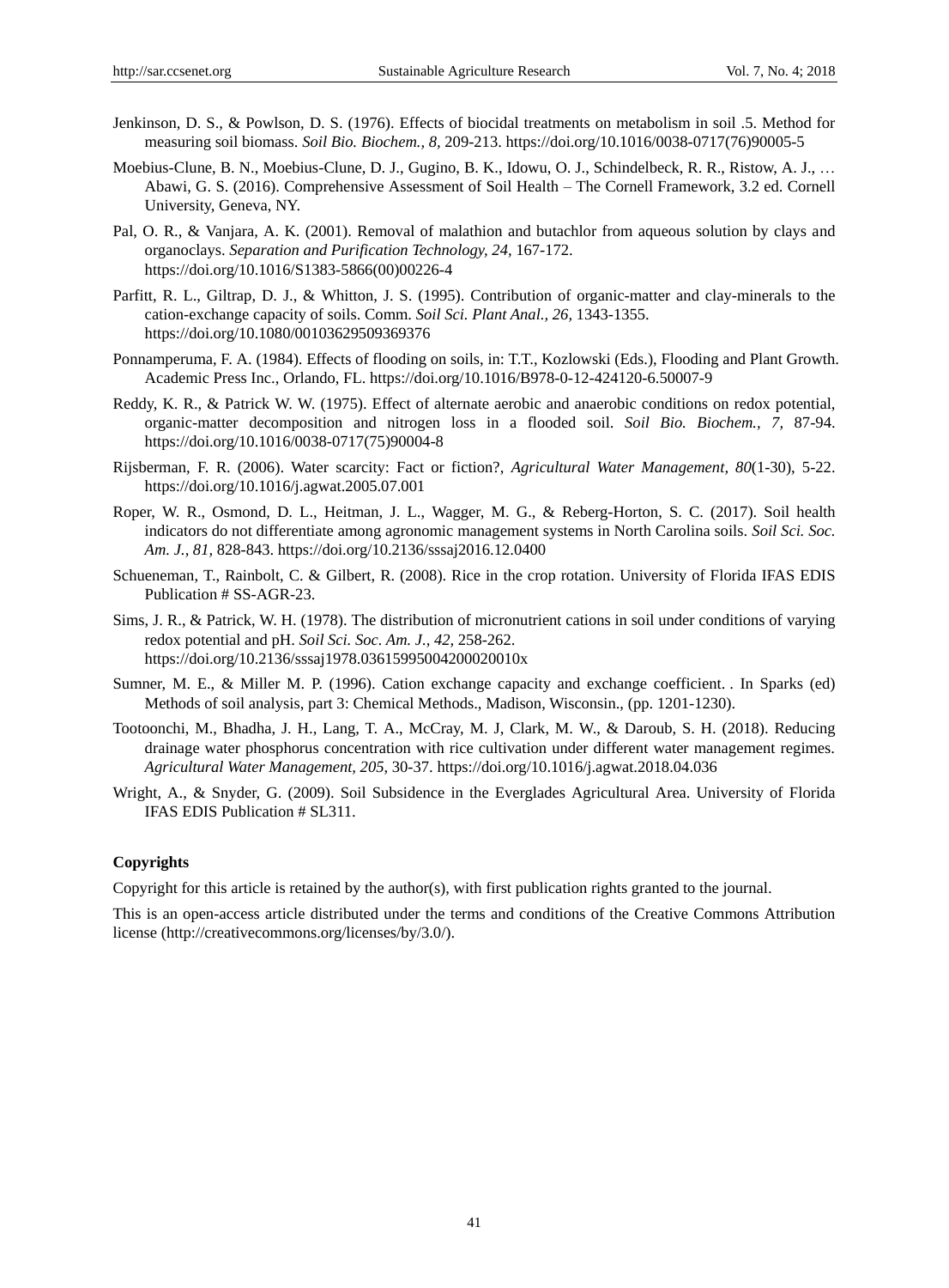Jenkinson, D. S., & Powlson, D. S. (1976). Effects of biocidal treatments on metabolism in soil .5. Method for measuring soil biomass. *Soil Bio. Biochem., 8,* 209-213. https://doi.org/10.1016/0038-0717(76)90005-5

Moebius-Clune, B. N., Moebius-Clune, D. J., Gugino, B. K., Idowu, O. J., Schindelbeck, R. R., Ristow, A. J., … Abawi, G. S. (2016). Comprehensive Assessment of Soil Health – The Cornell Framework, 3.2 ed. Cornell University, Geneva, NY.

Pal, O. R., & Vanjara, A. K. (2001). Removal of malathion and butachlor from aqueous solution by clays and organoclays. *Separation and Purification Technology, 24*, 167-172. https://doi.org/10.1016/S1383-5866(00)00226-4

Parfitt, R. L., Giltrap, D. J., & Whitton, J. S. (1995). Contribution of organic-matter and clay-minerals to the cation-exchange capacity of soils. Comm. *Soil Sci. Plant Anal., 26,* 1343-1355. https://doi.org/10.1080/00103629509369376

Ponnamperuma, F. A. (1984). Effects of flooding on soils, in: T.T., Kozlowski (Eds.), Flooding and Plant Growth. Academic Press Inc., Orlando, FL. https://doi.org/10.1016/B978-0-12-424120-6.50007-9

Reddy, K. R., & Patrick W. W. (1975). Effect of alternate aerobic and anaerobic conditions on redox potential, organic-matter decomposition and nitrogen loss in a flooded soil. *Soil Bio. Biochem., 7,* 87-94. https://doi.org/10.1016/0038-0717(75)90004-8

Rijsberman, F. R. (2006). Water scarcity: Fact or fiction?, *Agricultural Water Management, 80*(1-30), 5-22. https://doi.org/10.1016/j.agwat.2005.07.001

Roper, W. R., Osmond, D. L., Heitman, J. L., Wagger, M. G., & Reberg-Horton, S. C. (2017). Soil health indicators do not differentiate among agronomic management systems in North Carolina soils. *Soil Sci. Soc. Am. J., 81,* 828-843. https://doi.org/10.2136/sssaj2016.12.0400

Schueneman, T., Rainbolt, C. & Gilbert, R. (2008). Rice in the crop rotation. University of Florida IFAS EDIS Publication # SS-AGR-23.

Sims, J. R., & Patrick, W. H. (1978). The distribution of micronutrient cations in soil under conditions of varying redox potential and pH. *Soil Sci. Soc. Am. J., 42,* 258-262. https://doi.org/10.2136/sssaj1978.03615995004200020010x

Sumner, M. E., & Miller M. P. (1996). Cation exchange capacity and exchange coefficient. . In Sparks (ed) Methods of soil analysis, part 3: Chemical Methods., Madison, Wisconsin., (pp. 1201-1230).

Tootoonchi, M., Bhadha, J. H., Lang, T. A., McCray, M. J, Clark, M. W., & Daroub, S. H. (2018). Reducing drainage water phosphorus concentration with rice cultivation under different water management regimes. *Agricultural Water Management, 205,* 30-37. https://doi.org/10.1016/j.agwat.2018.04.036

Wright, A., & Snyder, G. (2009). Soil Subsidence in the Everglades Agricultural Area. University of Florida IFAS EDIS Publication # SL311.

## Copyrights

Copyright for this article is retained by the author(s), with first publication rights granted to the journal.

This is an open-access article distributed under the terms and conditions of the Creative Commons Attribution license (http://creativecommons.org/licenses/by/3.0/).